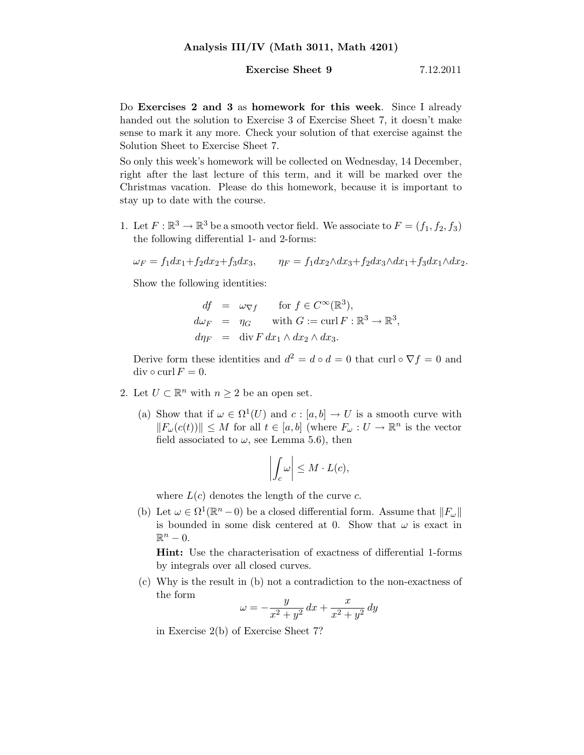# Analysis III/IV (Math 3011, Math 4201)

**Exercise Sheet 9** 7.12.2011

Do **Exercises 2 and 3** as **homework for this week**. Since I already handed out the solution to Exercise 3 of Exercise Sheet 7, it doesn't make sense to mark it any more. Check your solution of that exercise against the Solution Sheet to Exercise Sheet 7.

So only this week's homework will be collected on Wednesday, 14 December, right after the last lecture of this term, and it will be marked over the Christmas vacation. Please do this homework, because it is important to stay up to date with the course.

1. Let $F : \mathbb{R}^3 \to \mathbb{R}^3$ be a smooth vector field. We associate to $F = (f_1, f_2, f_3)$ the following differential 1- and 2-forms:

   $$\omega_F = f_1 dx_1 + f_2 dx_2 + f_3 dx_3, \qquad \eta_F = f_1 dx_2 \wedge dx_3 + f_2 dx_3 \wedge dx_1 + f_3 dx_1 \wedge dx_2.$$

   Show the following identities:

   $$\begin{aligned} df &= \omega_{\nabla f} && \text{for } f \in C^\infty(\mathbb{R}^3), \\ d\omega_F &= \eta_G && \text{with } G := \operatorname{curl} F : \mathbb{R}^3 \to \mathbb{R}^3, \\ d\eta_F &= \operatorname{div} F \, dx_1 \wedge dx_2 \wedge dx_3. \end{aligned}$$

   Derive form these identities and $d^2 = d \circ d = 0$ that $\operatorname{curl} \circ \nabla f = 0$ and $\operatorname{div} \circ \operatorname{curl} F = 0$.

2. Let $U \subset \mathbb{R}^n$ with $n \geq 2$ be an open set.

   (a) Show that if $\omega \in \Omega^1(U)$ and $c : [a, b] \to U$ is a smooth curve with $\|F_\omega(c(t))\| \leq M$ for all $t \in [a, b]$ (where $F_\omega : U \to \mathbb{R}^n$ is the vector field associated to $\omega$, see Lemma 5.6), then

   $$\left| \int_c \omega \right| \leq M \cdot L(c),$$

   where $L(c)$ denotes the length of the curve $c$.

   (b) Let $\omega \in \Omega^1(\mathbb{R}^n - 0)$ be a closed differential form. Assume that $\|F_\omega\|$ is bounded in some disk centered at 0. Show that $\omega$ is exact in $\mathbb{R}^n - 0$.

   **Hint:** Use the characterisation of exactness of differential 1-forms by integrals over all closed curves.

   (c) Why is the result in (b) not a contradiction to the non-exactness of the form

   $$\omega = -\frac{y}{x^2 + y^2} \, dx + \frac{x}{x^2 + y^2} \, dy$$

   in Exercise 2(b) of Exercise Sheet 7?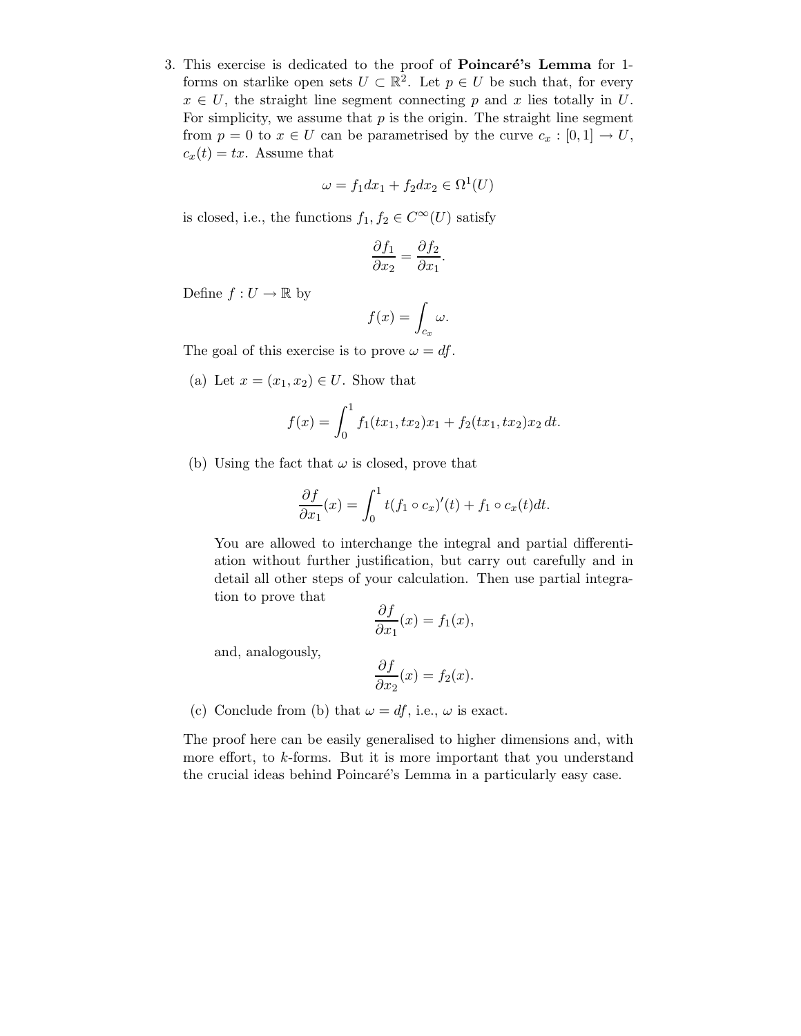3. This exercise is dedicated to the proof of **Poincaré's Lemma** for 1-forms on starlike open sets $U \subset \mathbb{R}^2$. Let $p \in U$ be such that, for every $x \in U$, the straight line segment connecting $p$ and $x$ lies totally in $U$. For simplicity, we assume that $p$ is the origin. The straight line segment from $p = 0$ to $x \in U$ can be parametrised by the curve $c_x : [0,1] \to U$, $c_x(t) = tx$. Assume that

$$\omega = f_1 dx_1 + f_2 dx_2 \in \Omega^1(U)$$

is closed, i.e., the functions $f_1, f_2 \in C^\infty(U)$ satisfy

$$\frac{\partial f_1}{\partial x_2} = \frac{\partial f_2}{\partial x_1}.$$

Define $f : U \to \mathbb{R}$ by

$$f(x) = \int_{c_x} \omega.$$

The goal of this exercise is to prove $\omega = df$.

   (a) Let $x = (x_1, x_2) \in U$. Show that

   $$f(x) = \int_0^1 f_1(tx_1, tx_2)x_1 + f_2(tx_1, tx_2)x_2 \, dt.$$

   (b) Using the fact that $\omega$ is closed, prove that

   $$\frac{\partial f}{\partial x_1}(x) = \int_0^1 t(f_1 \circ c_x)'(t) + f_1 \circ c_x(t) dt.$$

   You are allowed to interchange the integral and partial differentiation without further justification, but carry out carefully and in detail all other steps of your calculation. Then use partial integration to prove that

   $$\frac{\partial f}{\partial x_1}(x) = f_1(x),$$

   and, analogously,

   $$\frac{\partial f}{\partial x_2}(x) = f_2(x).$$

   (c) Conclude from (b) that $\omega = df$, i.e., $\omega$ is exact.

The proof here can be easily generalised to higher dimensions and, with more effort, to $k$-forms. But it is more important that you understand the crucial ideas behind Poincaré's Lemma in a particularly easy case.